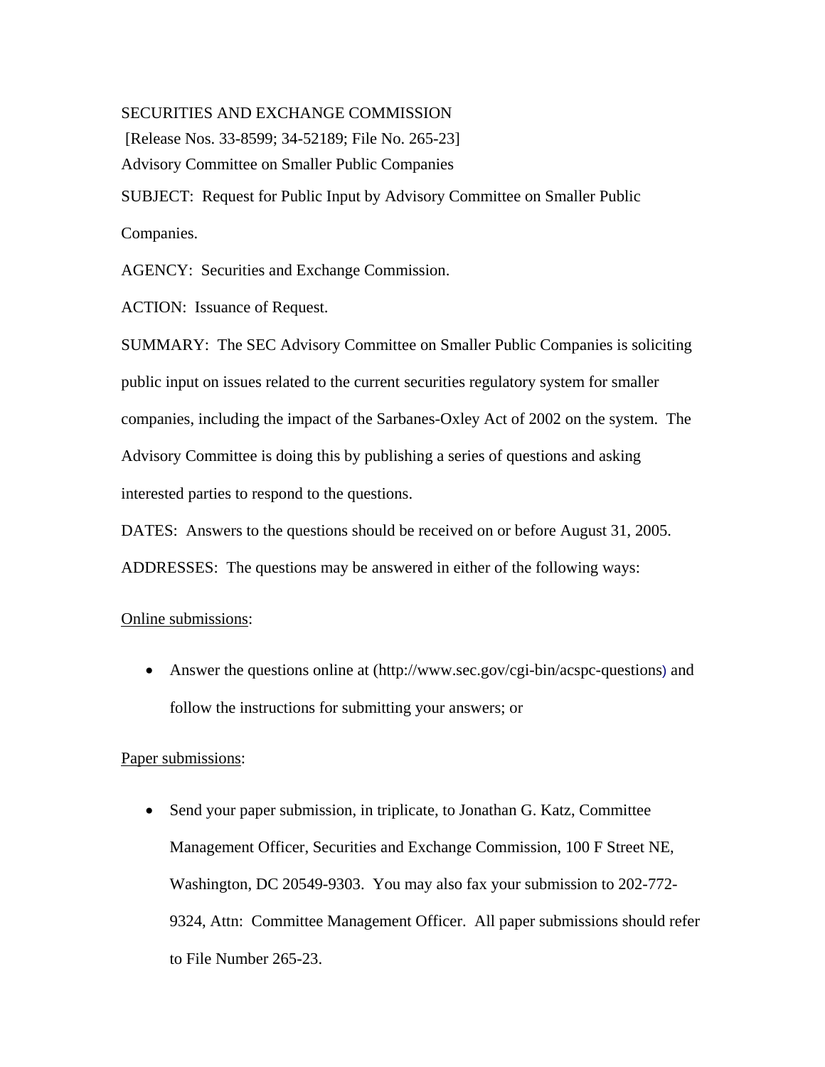SECURITIES AND EXCHANGE COMMISSION

[Release Nos. 33-8599; 34-52189; File No. 265-23]

Advisory Committee on Smaller Public Companies

SUBJECT: Request for Public Input by Advisory Committee on Smaller Public Companies.

AGENCY: Securities and Exchange Commission.

ACTION: Issuance of Request.

SUMMARY: The SEC Advisory Committee on Smaller Public Companies is soliciting public input on issues related to the current securities regulatory system for smaller companies, including the impact of the Sarbanes-Oxley Act of 2002 on the system. The Advisory Committee is doing this by publishing a series of questions and asking interested parties to respond to the questions.

DATES: Answers to the questions should be received on or before August 31, 2005.

ADDRESSES: The questions may be answered in either of the following ways:

<u>Online submissions</u>:

- Answer the questions online at (http://www.sec.gov/cgi-bin/acspc-questions) and follow the instructions for submitting your answers; or

<u>Paper submissions</u>:

- Send your paper submission, in triplicate, to Jonathan G. Katz, Committee Management Officer, Securities and Exchange Commission, 100 F Street NE, Washington, DC 20549-9303. You may also fax your submission to 202-772-9324, Attn: Committee Management Officer. All paper submissions should refer to File Number 265-23.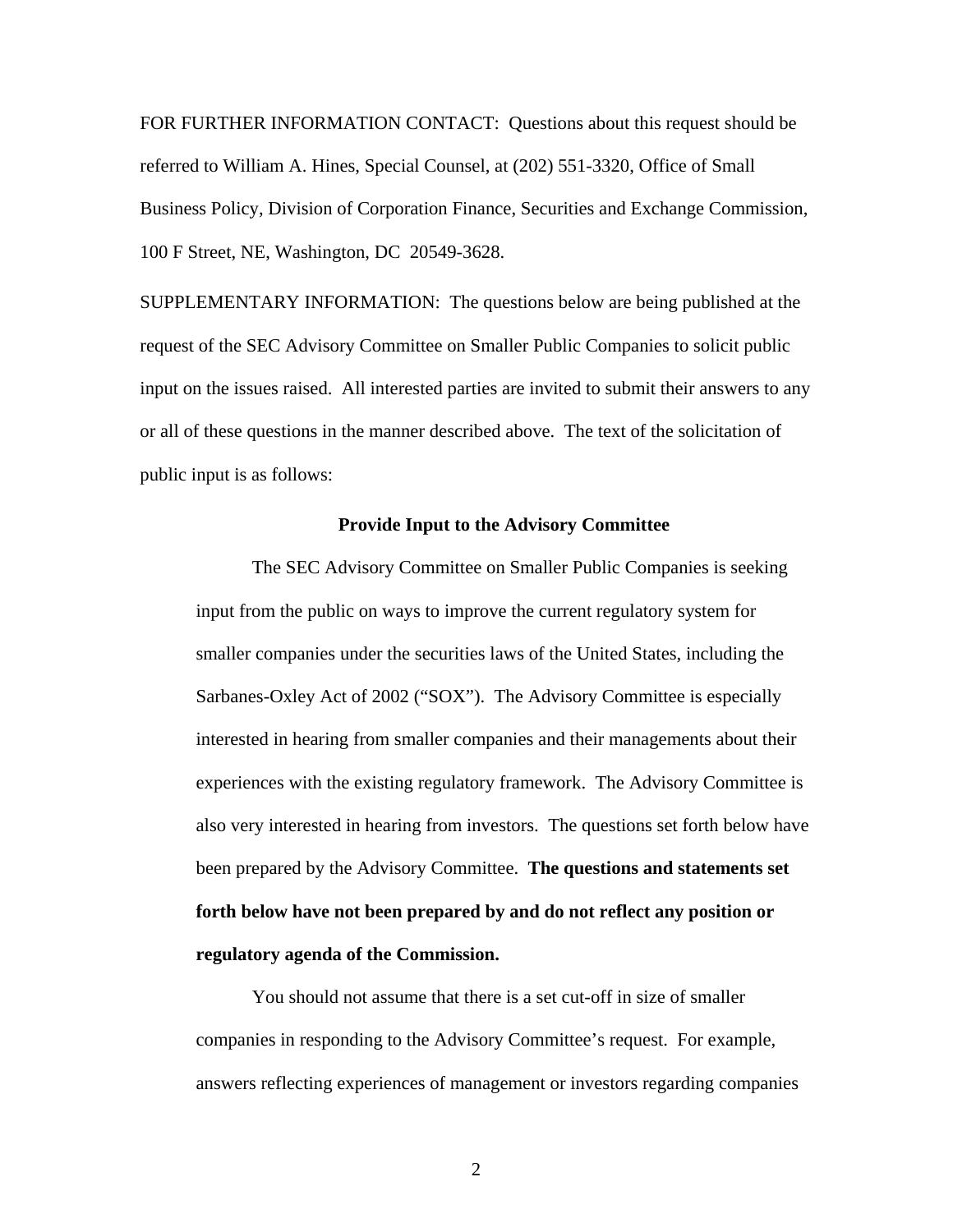FOR FURTHER INFORMATION CONTACT: Questions about this request should be referred to William A. Hines, Special Counsel, at (202) 551-3320, Office of Small Business Policy, Division of Corporation Finance, Securities and Exchange Commission, 100 F Street, NE, Washington, DC 20549-3628.

SUPPLEMENTARY INFORMATION: The questions below are being published at the request of the SEC Advisory Committee on Smaller Public Companies to solicit public input on the issues raised. All interested parties are invited to submit their answers to any or all of these questions in the manner described above. The text of the solicitation of public input is as follows:

**Provide Input to the Advisory Committee**

> The SEC Advisory Committee on Smaller Public Companies is seeking input from the public on ways to improve the current regulatory system for smaller companies under the securities laws of the United States, including the Sarbanes-Oxley Act of 2002 ("SOX"). The Advisory Committee is especially interested in hearing from smaller companies and their managements about their experiences with the existing regulatory framework. The Advisory Committee is also very interested in hearing from investors. The questions set forth below have been prepared by the Advisory Committee. **The questions and statements set forth below have not been prepared by and do not reflect any position or regulatory agenda of the Commission.**
>
> You should not assume that there is a set cut-off in size of smaller companies in responding to the Advisory Committee's request. For example, answers reflecting experiences of management or investors regarding companies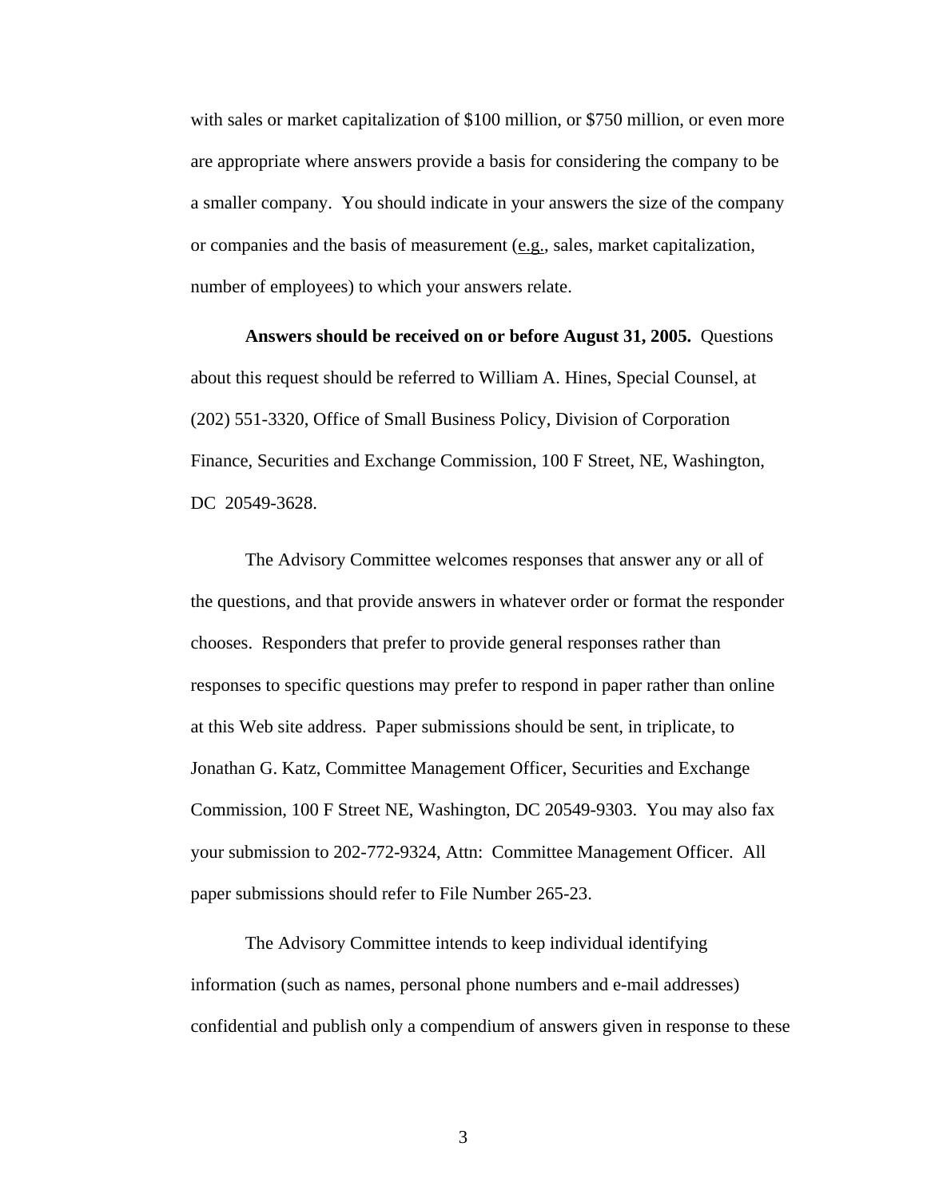with sales or market capitalization of $100 million, or $750 million, or even more are appropriate where answers provide a basis for considering the company to be a smaller company. You should indicate in your answers the size of the company or companies and the basis of measurement (e.g., sales, market capitalization, number of employees) to which your answers relate.

**Answers should be received on or before August 31, 2005.** Questions about this request should be referred to William A. Hines, Special Counsel, at (202) 551-3320, Office of Small Business Policy, Division of Corporation Finance, Securities and Exchange Commission, 100 F Street, NE, Washington, DC 20549-3628.

The Advisory Committee welcomes responses that answer any or all of the questions, and that provide answers in whatever order or format the responder chooses. Responders that prefer to provide general responses rather than responses to specific questions may prefer to respond in paper rather than online at this Web site address. Paper submissions should be sent, in triplicate, to Jonathan G. Katz, Committee Management Officer, Securities and Exchange Commission, 100 F Street NE, Washington, DC 20549-9303. You may also fax your submission to 202-772-9324, Attn: Committee Management Officer. All paper submissions should refer to File Number 265-23.

The Advisory Committee intends to keep individual identifying information (such as names, personal phone numbers and e-mail addresses) confidential and publish only a compendium of answers given in response to these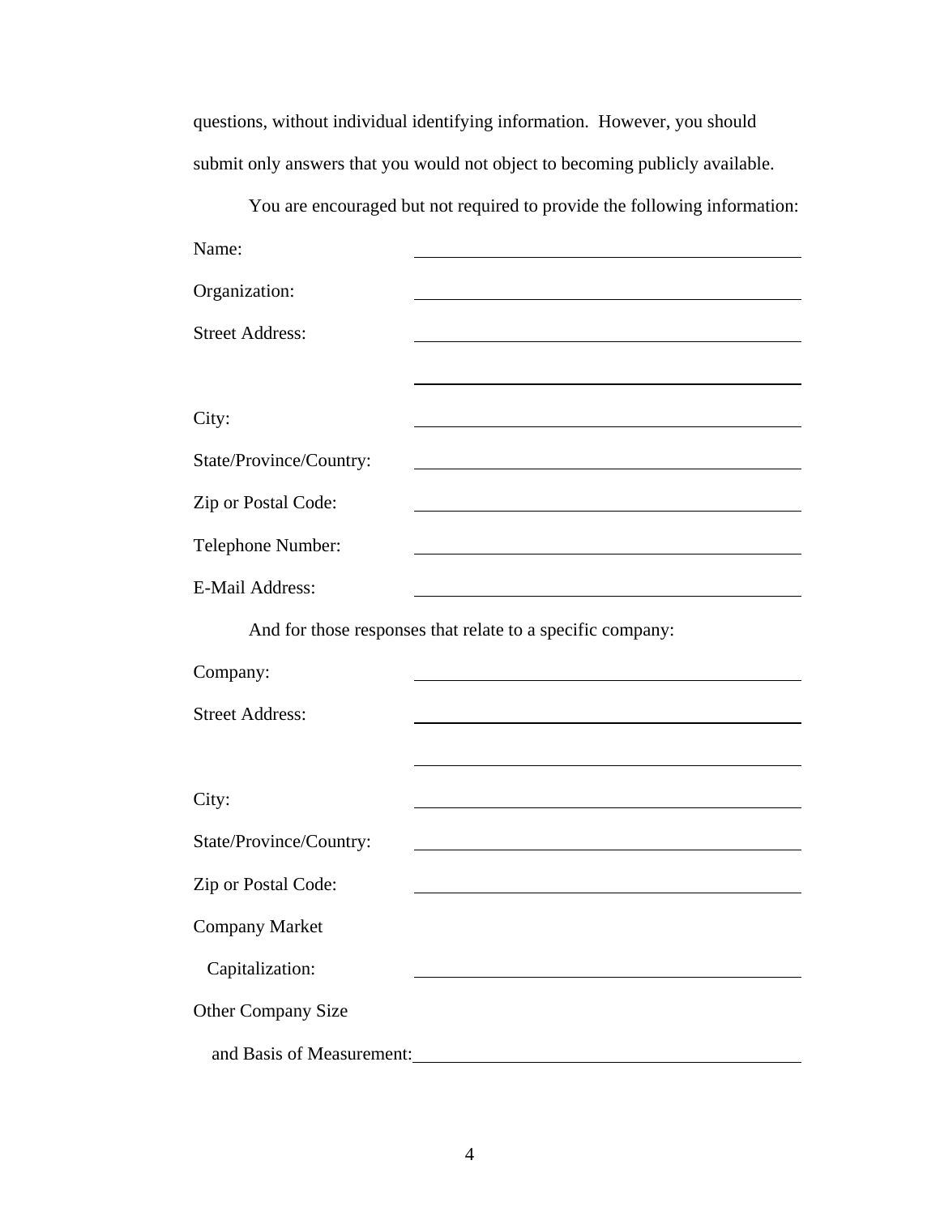questions, without individual identifying information. However, you should submit only answers that you would not object to becoming publicly available.

You are encouraged but not required to provide the following information:

Name: \_\_\_\_\_\_\_\_\_\_\_\_\_\_\_\_\_\_\_\_\_\_\_\_\_\_\_\_\_\_\_\_\_\_\_\_\_\_\_\_

Organization: \_\_\_\_\_\_\_\_\_\_\_\_\_\_\_\_\_\_\_\_\_\_\_\_\_\_\_\_\_\_\_\_\_\_\_\_\_\_\_\_

Street Address: \_\_\_\_\_\_\_\_\_\_\_\_\_\_\_\_\_\_\_\_\_\_\_\_\_\_\_\_\_\_\_\_\_\_\_\_\_\_\_\_

\_\_\_\_\_\_\_\_\_\_\_\_\_\_\_\_\_\_\_\_\_\_\_\_\_\_\_\_\_\_\_\_\_\_\_\_\_\_\_\_

City: \_\_\_\_\_\_\_\_\_\_\_\_\_\_\_\_\_\_\_\_\_\_\_\_\_\_\_\_\_\_\_\_\_\_\_\_\_\_\_\_

State/Province/Country: \_\_\_\_\_\_\_\_\_\_\_\_\_\_\_\_\_\_\_\_\_\_\_\_\_\_\_\_\_\_\_\_\_\_\_\_\_\_\_\_

Zip or Postal Code: \_\_\_\_\_\_\_\_\_\_\_\_\_\_\_\_\_\_\_\_\_\_\_\_\_\_\_\_\_\_\_\_\_\_\_\_\_\_\_\_

Telephone Number: \_\_\_\_\_\_\_\_\_\_\_\_\_\_\_\_\_\_\_\_\_\_\_\_\_\_\_\_\_\_\_\_\_\_\_\_\_\_\_\_

E-Mail Address: \_\_\_\_\_\_\_\_\_\_\_\_\_\_\_\_\_\_\_\_\_\_\_\_\_\_\_\_\_\_\_\_\_\_\_\_\_\_\_\_

And for those responses that relate to a specific company:

Company: \_\_\_\_\_\_\_\_\_\_\_\_\_\_\_\_\_\_\_\_\_\_\_\_\_\_\_\_\_\_\_\_\_\_\_\_\_\_\_\_

Street Address: \_\_\_\_\_\_\_\_\_\_\_\_\_\_\_\_\_\_\_\_\_\_\_\_\_\_\_\_\_\_\_\_\_\_\_\_\_\_\_\_

\_\_\_\_\_\_\_\_\_\_\_\_\_\_\_\_\_\_\_\_\_\_\_\_\_\_\_\_\_\_\_\_\_\_\_\_\_\_\_\_

City: \_\_\_\_\_\_\_\_\_\_\_\_\_\_\_\_\_\_\_\_\_\_\_\_\_\_\_\_\_\_\_\_\_\_\_\_\_\_\_\_

State/Province/Country: \_\_\_\_\_\_\_\_\_\_\_\_\_\_\_\_\_\_\_\_\_\_\_\_\_\_\_\_\_\_\_\_\_\_\_\_\_\_\_\_

Zip or Postal Code: \_\_\_\_\_\_\_\_\_\_\_\_\_\_\_\_\_\_\_\_\_\_\_\_\_\_\_\_\_\_\_\_\_\_\_\_\_\_\_\_

Company Market Capitalization: \_\_\_\_\_\_\_\_\_\_\_\_\_\_\_\_\_\_\_\_\_\_\_\_\_\_\_\_\_\_\_\_\_\_\_\_\_\_\_\_

Other Company Size and Basis of Measurement: \_\_\_\_\_\_\_\_\_\_\_\_\_\_\_\_\_\_\_\_\_\_\_\_\_\_\_\_\_\_\_\_\_\_\_\_\_\_\_\_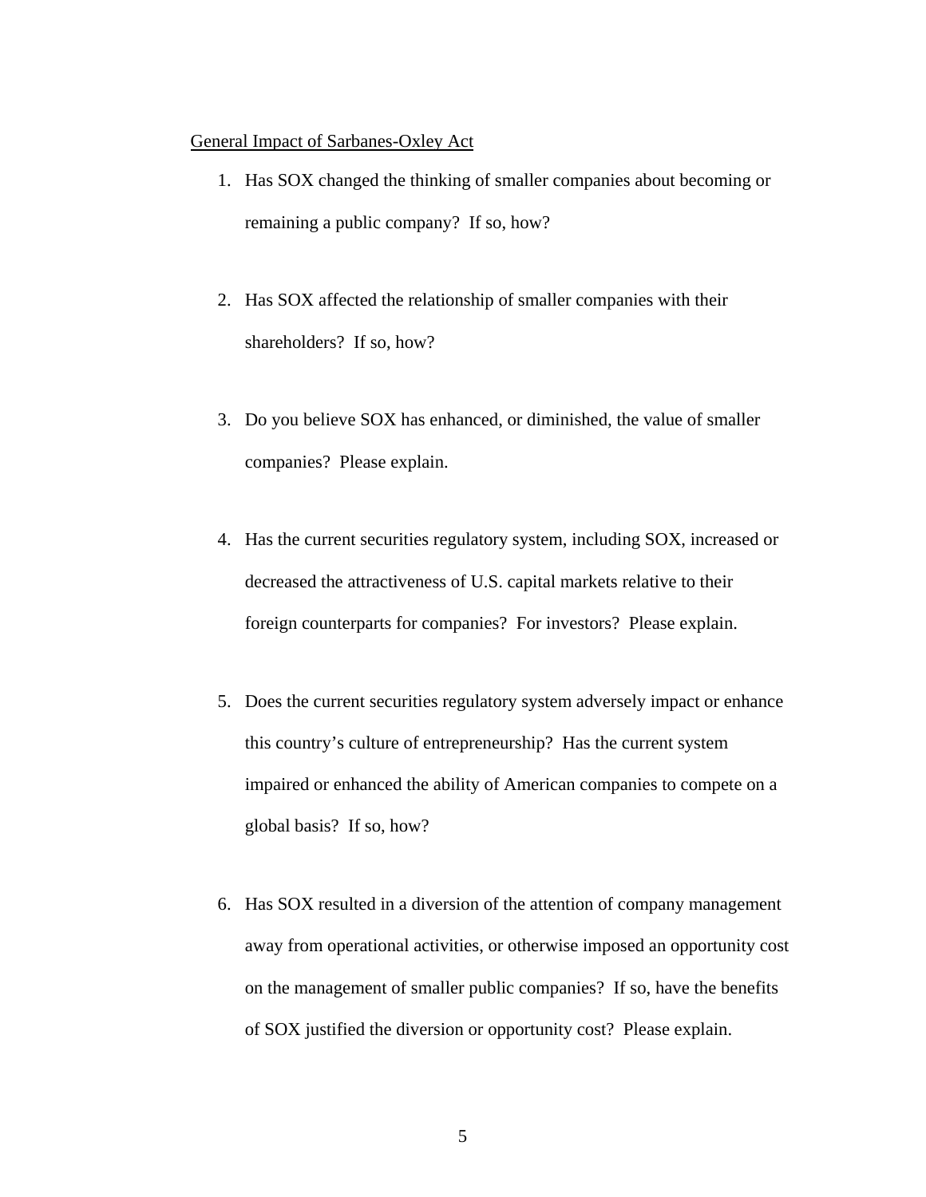General Impact of Sarbanes-Oxley Act

1. Has SOX changed the thinking of smaller companies about becoming or remaining a public company? If so, how?

2. Has SOX affected the relationship of smaller companies with their shareholders? If so, how?

3. Do you believe SOX has enhanced, or diminished, the value of smaller companies? Please explain.

4. Has the current securities regulatory system, including SOX, increased or decreased the attractiveness of U.S. capital markets relative to their foreign counterparts for companies? For investors? Please explain.

5. Does the current securities regulatory system adversely impact or enhance this country's culture of entrepreneurship? Has the current system impaired or enhanced the ability of American companies to compete on a global basis? If so, how?

6. Has SOX resulted in a diversion of the attention of company management away from operational activities, or otherwise imposed an opportunity cost on the management of smaller public companies? If so, have the benefits of SOX justified the diversion or opportunity cost? Please explain.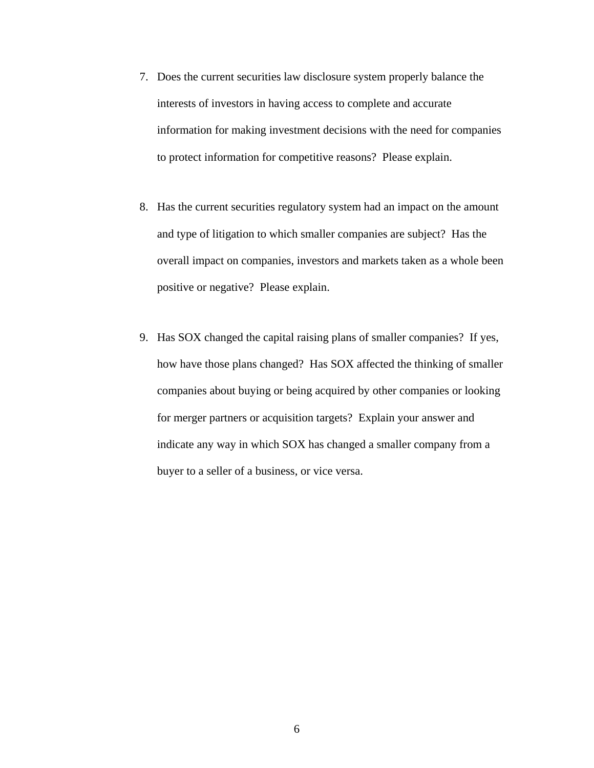7. Does the current securities law disclosure system properly balance the interests of investors in having access to complete and accurate information for making investment decisions with the need for companies to protect information for competitive reasons? Please explain.

8. Has the current securities regulatory system had an impact on the amount and type of litigation to which smaller companies are subject? Has the overall impact on companies, investors and markets taken as a whole been positive or negative? Please explain.

9. Has SOX changed the capital raising plans of smaller companies? If yes, how have those plans changed? Has SOX affected the thinking of smaller companies about buying or being acquired by other companies or looking for merger partners or acquisition targets? Explain your answer and indicate any way in which SOX has changed a smaller company from a buyer to a seller of a business, or vice versa.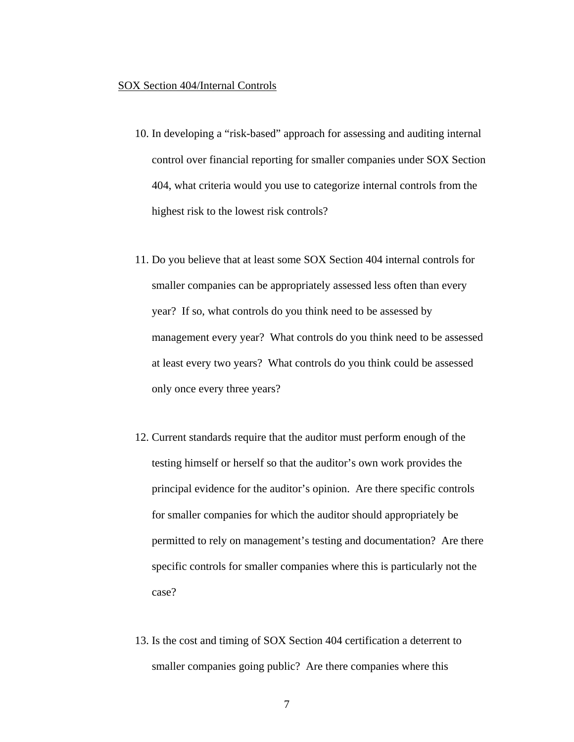SOX Section 404/Internal Controls

10. In developing a "risk-based" approach for assessing and auditing internal control over financial reporting for smaller companies under SOX Section 404, what criteria would you use to categorize internal controls from the highest risk to the lowest risk controls?

11. Do you believe that at least some SOX Section 404 internal controls for smaller companies can be appropriately assessed less often than every year? If so, what controls do you think need to be assessed by management every year? What controls do you think need to be assessed at least every two years? What controls do you think could be assessed only once every three years?

12. Current standards require that the auditor must perform enough of the testing himself or herself so that the auditor's own work provides the principal evidence for the auditor's opinion. Are there specific controls for smaller companies for which the auditor should appropriately be permitted to rely on management's testing and documentation? Are there specific controls for smaller companies where this is particularly not the case?

13. Is the cost and timing of SOX Section 404 certification a deterrent to smaller companies going public? Are there companies where this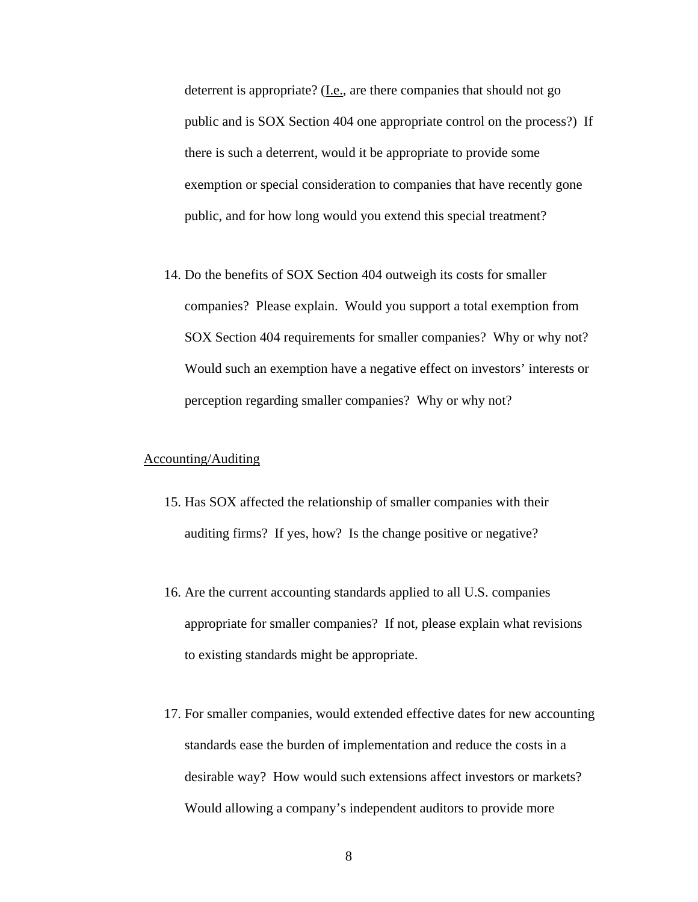deterrent is appropriate? (I.e., are there companies that should not go public and is SOX Section 404 one appropriate control on the process?) If there is such a deterrent, would it be appropriate to provide some exemption or special consideration to companies that have recently gone public, and for how long would you extend this special treatment?

14. Do the benefits of SOX Section 404 outweigh its costs for smaller companies? Please explain. Would you support a total exemption from SOX Section 404 requirements for smaller companies? Why or why not? Would such an exemption have a negative effect on investors' interests or perception regarding smaller companies? Why or why not?

Accounting/Auditing

15. Has SOX affected the relationship of smaller companies with their auditing firms? If yes, how? Is the change positive or negative?

16. Are the current accounting standards applied to all U.S. companies appropriate for smaller companies? If not, please explain what revisions to existing standards might be appropriate.

17. For smaller companies, would extended effective dates for new accounting standards ease the burden of implementation and reduce the costs in a desirable way? How would such extensions affect investors or markets? Would allowing a company's independent auditors to provide more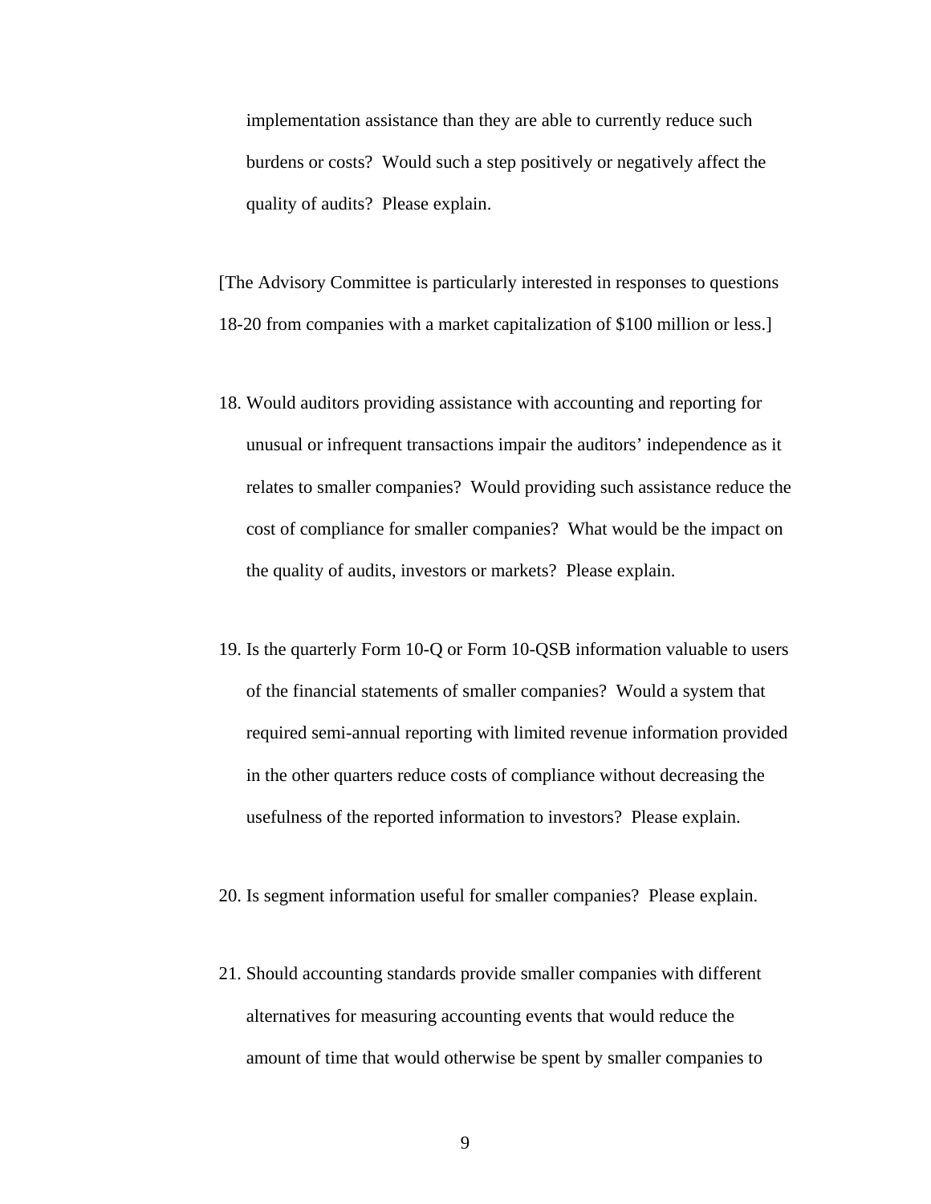implementation assistance than they are able to currently reduce such burdens or costs? Would such a step positively or negatively affect the quality of audits? Please explain.

[The Advisory Committee is particularly interested in responses to questions 18-20 from companies with a market capitalization of $100 million or less.]

18. Would auditors providing assistance with accounting and reporting for unusual or infrequent transactions impair the auditors' independence as it relates to smaller companies? Would providing such assistance reduce the cost of compliance for smaller companies? What would be the impact on the quality of audits, investors or markets? Please explain.

19. Is the quarterly Form 10-Q or Form 10-QSB information valuable to users of the financial statements of smaller companies? Would a system that required semi-annual reporting with limited revenue information provided in the other quarters reduce costs of compliance without decreasing the usefulness of the reported information to investors? Please explain.

20. Is segment information useful for smaller companies? Please explain.

21. Should accounting standards provide smaller companies with different alternatives for measuring accounting events that would reduce the amount of time that would otherwise be spent by smaller companies to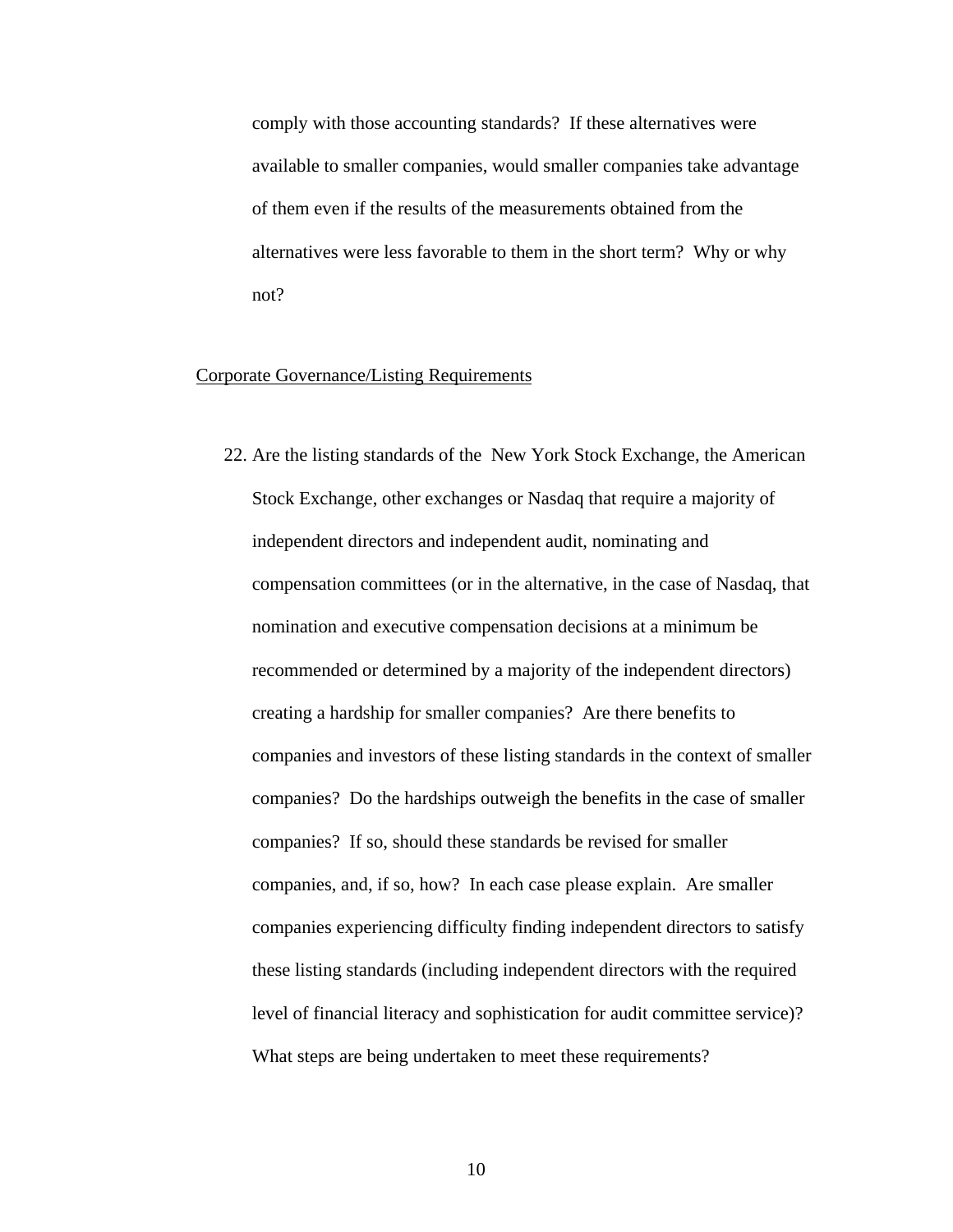comply with those accounting standards? If these alternatives were available to smaller companies, would smaller companies take advantage of them even if the results of the measurements obtained from the alternatives were less favorable to them in the short term? Why or why not?

Corporate Governance/Listing Requirements

22. Are the listing standards of the New York Stock Exchange, the American Stock Exchange, other exchanges or Nasdaq that require a majority of independent directors and independent audit, nominating and compensation committees (or in the alternative, in the case of Nasdaq, that nomination and executive compensation decisions at a minimum be recommended or determined by a majority of the independent directors) creating a hardship for smaller companies? Are there benefits to companies and investors of these listing standards in the context of smaller companies? Do the hardships outweigh the benefits in the case of smaller companies? If so, should these standards be revised for smaller companies, and, if so, how? In each case please explain. Are smaller companies experiencing difficulty finding independent directors to satisfy these listing standards (including independent directors with the required level of financial literacy and sophistication for audit committee service)? What steps are being undertaken to meet these requirements?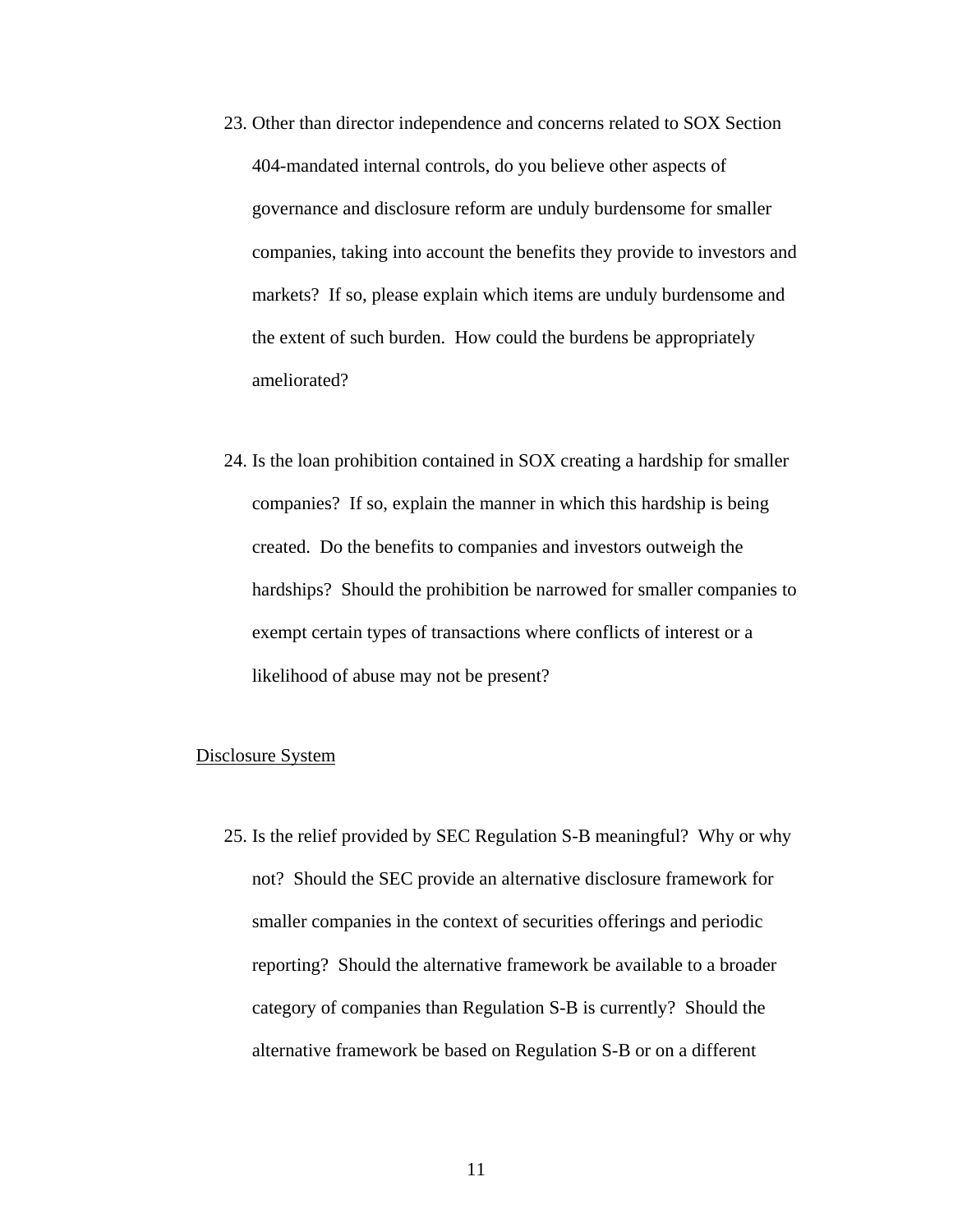23. Other than director independence and concerns related to SOX Section 404-mandated internal controls, do you believe other aspects of governance and disclosure reform are unduly burdensome for smaller companies, taking into account the benefits they provide to investors and markets? If so, please explain which items are unduly burdensome and the extent of such burden. How could the burdens be appropriately ameliorated?

24. Is the loan prohibition contained in SOX creating a hardship for smaller companies? If so, explain the manner in which this hardship is being created. Do the benefits to companies and investors outweigh the hardships? Should the prohibition be narrowed for smaller companies to exempt certain types of transactions where conflicts of interest or a likelihood of abuse may not be present?

<u>Disclosure System</u>

25. Is the relief provided by SEC Regulation S-B meaningful? Why or why not? Should the SEC provide an alternative disclosure framework for smaller companies in the context of securities offerings and periodic reporting? Should the alternative framework be available to a broader category of companies than Regulation S-B is currently? Should the alternative framework be based on Regulation S-B or on a different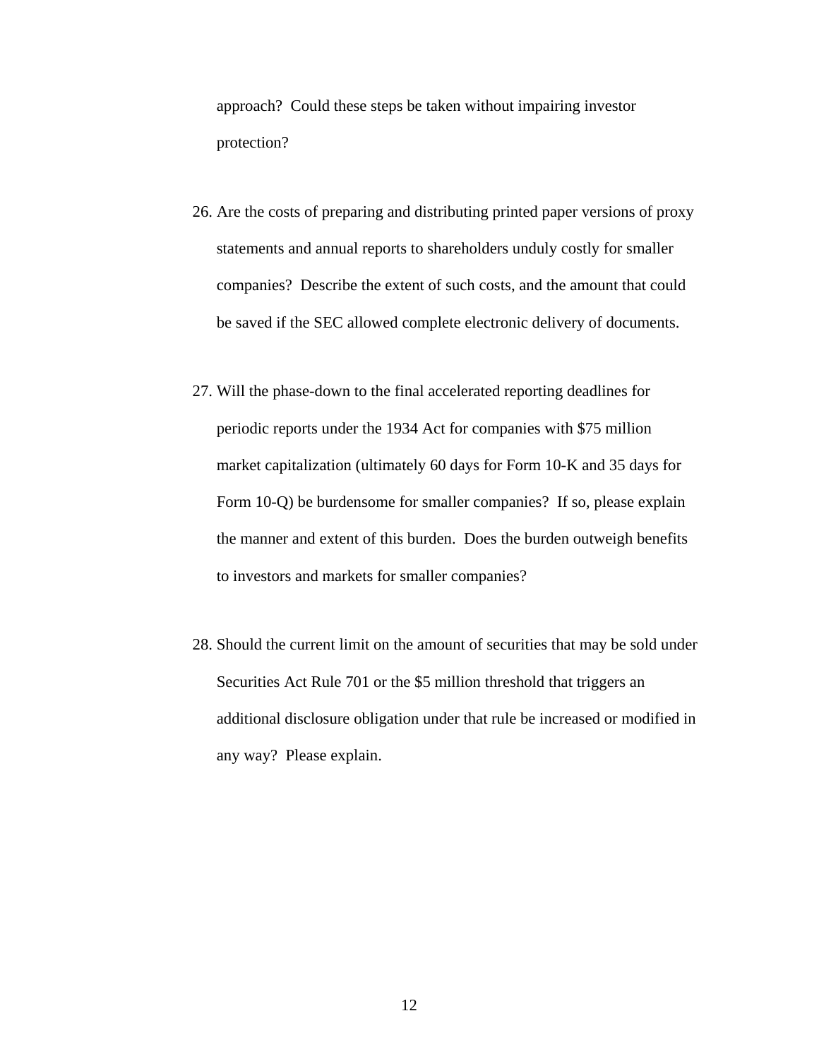approach? Could these steps be taken without impairing investor protection?

26. Are the costs of preparing and distributing printed paper versions of proxy statements and annual reports to shareholders unduly costly for smaller companies? Describe the extent of such costs, and the amount that could be saved if the SEC allowed complete electronic delivery of documents.

27. Will the phase-down to the final accelerated reporting deadlines for periodic reports under the 1934 Act for companies with $75 million market capitalization (ultimately 60 days for Form 10-K and 35 days for Form 10-Q) be burdensome for smaller companies? If so, please explain the manner and extent of this burden. Does the burden outweigh benefits to investors and markets for smaller companies?

28. Should the current limit on the amount of securities that may be sold under Securities Act Rule 701 or the $5 million threshold that triggers an additional disclosure obligation under that rule be increased or modified in any way? Please explain.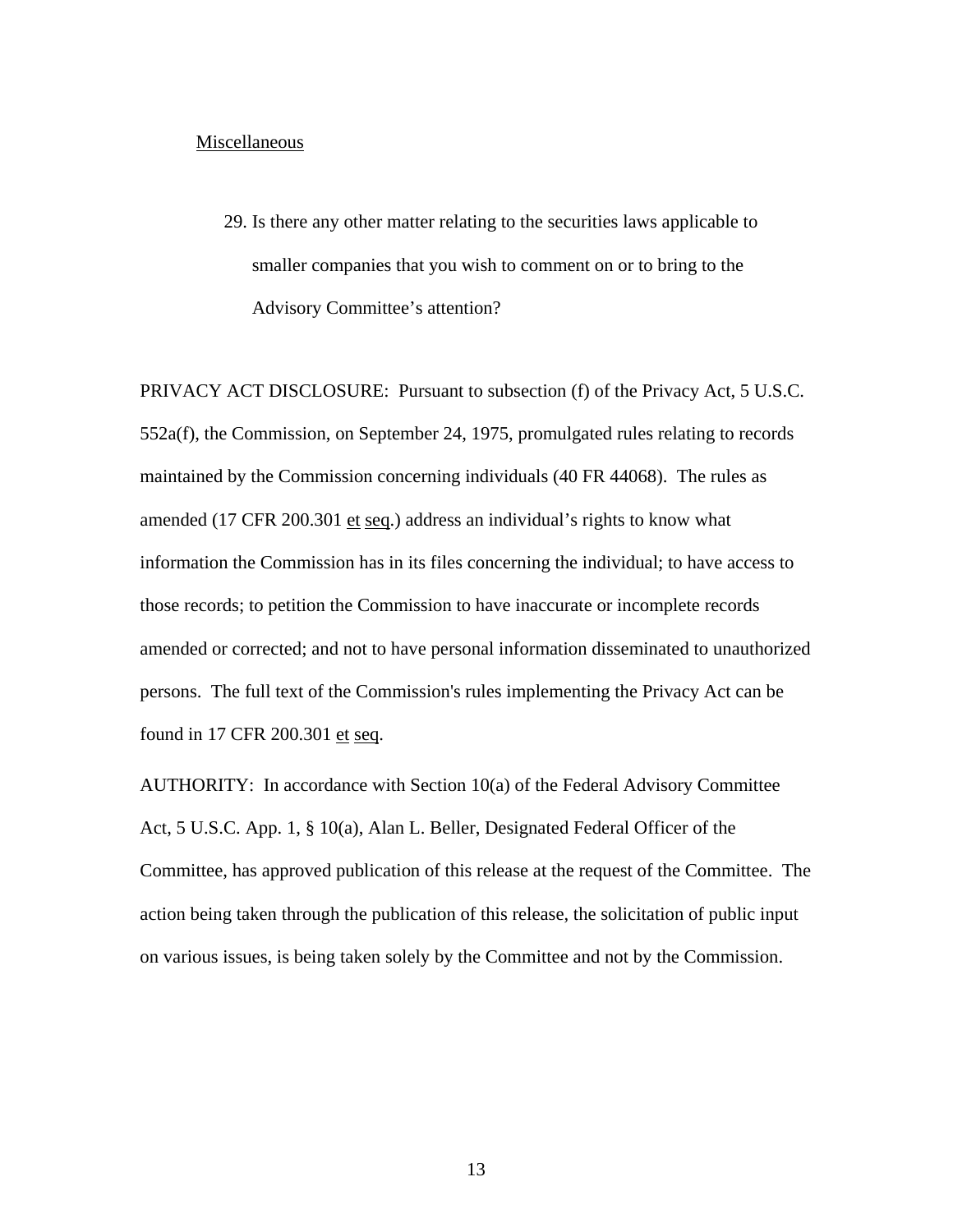Miscellaneous

29. Is there any other matter relating to the securities laws applicable to smaller companies that you wish to comment on or to bring to the Advisory Committee's attention?

PRIVACY ACT DISCLOSURE: Pursuant to subsection (f) of the Privacy Act, 5 U.S.C. 552a(f), the Commission, on September 24, 1975, promulgated rules relating to records maintained by the Commission concerning individuals (40 FR 44068). The rules as amended (17 CFR 200.301 et seq.) address an individual's rights to know what information the Commission has in its files concerning the individual; to have access to those records; to petition the Commission to have inaccurate or incomplete records amended or corrected; and not to have personal information disseminated to unauthorized persons. The full text of the Commission's rules implementing the Privacy Act can be found in 17 CFR 200.301 et seq.

AUTHORITY: In accordance with Section 10(a) of the Federal Advisory Committee Act, 5 U.S.C. App. 1, § 10(a), Alan L. Beller, Designated Federal Officer of the Committee, has approved publication of this release at the request of the Committee. The action being taken through the publication of this release, the solicitation of public input on various issues, is being taken solely by the Committee and not by the Commission.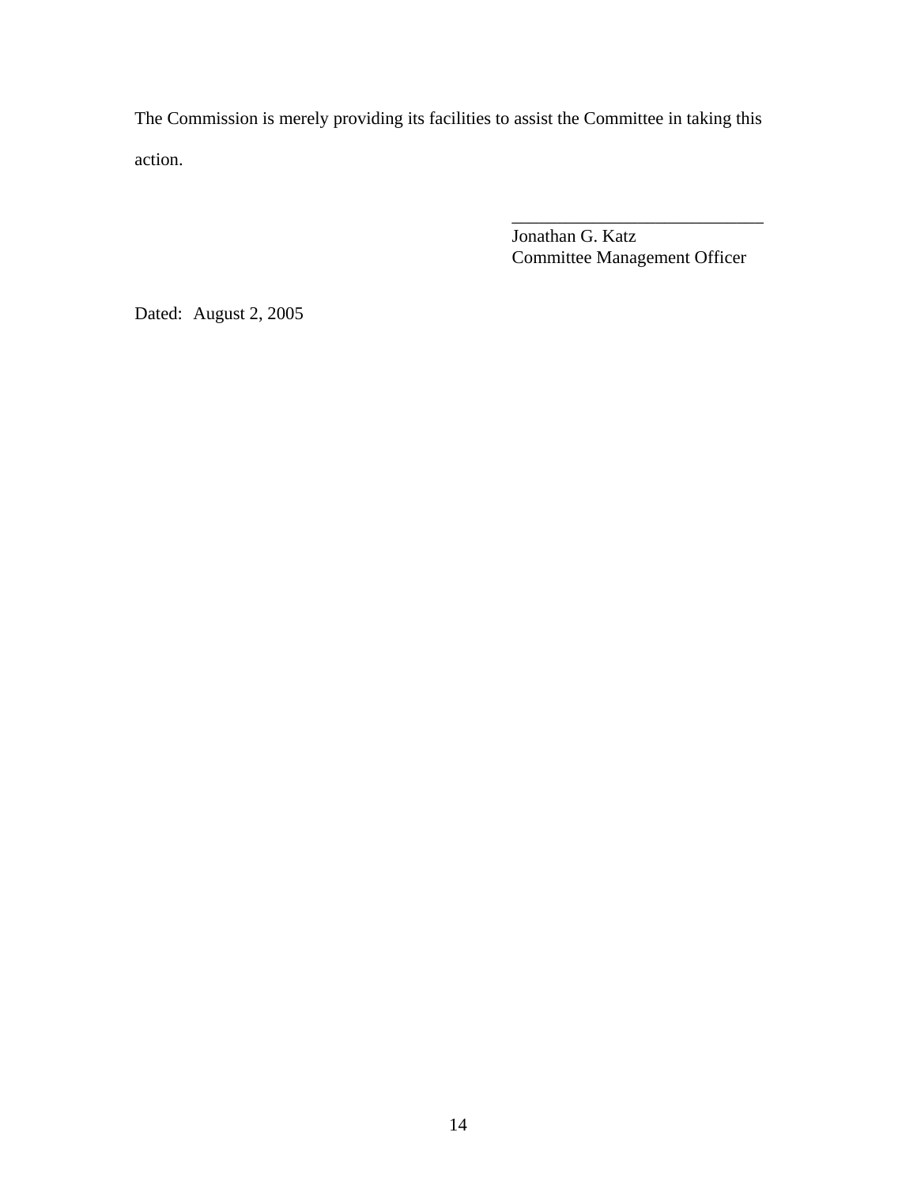The Commission is merely providing its facilities to assist the Committee in taking this action.

_____________________________
Jonathan G. Katz
Committee Management Officer

Dated: August 2, 2005